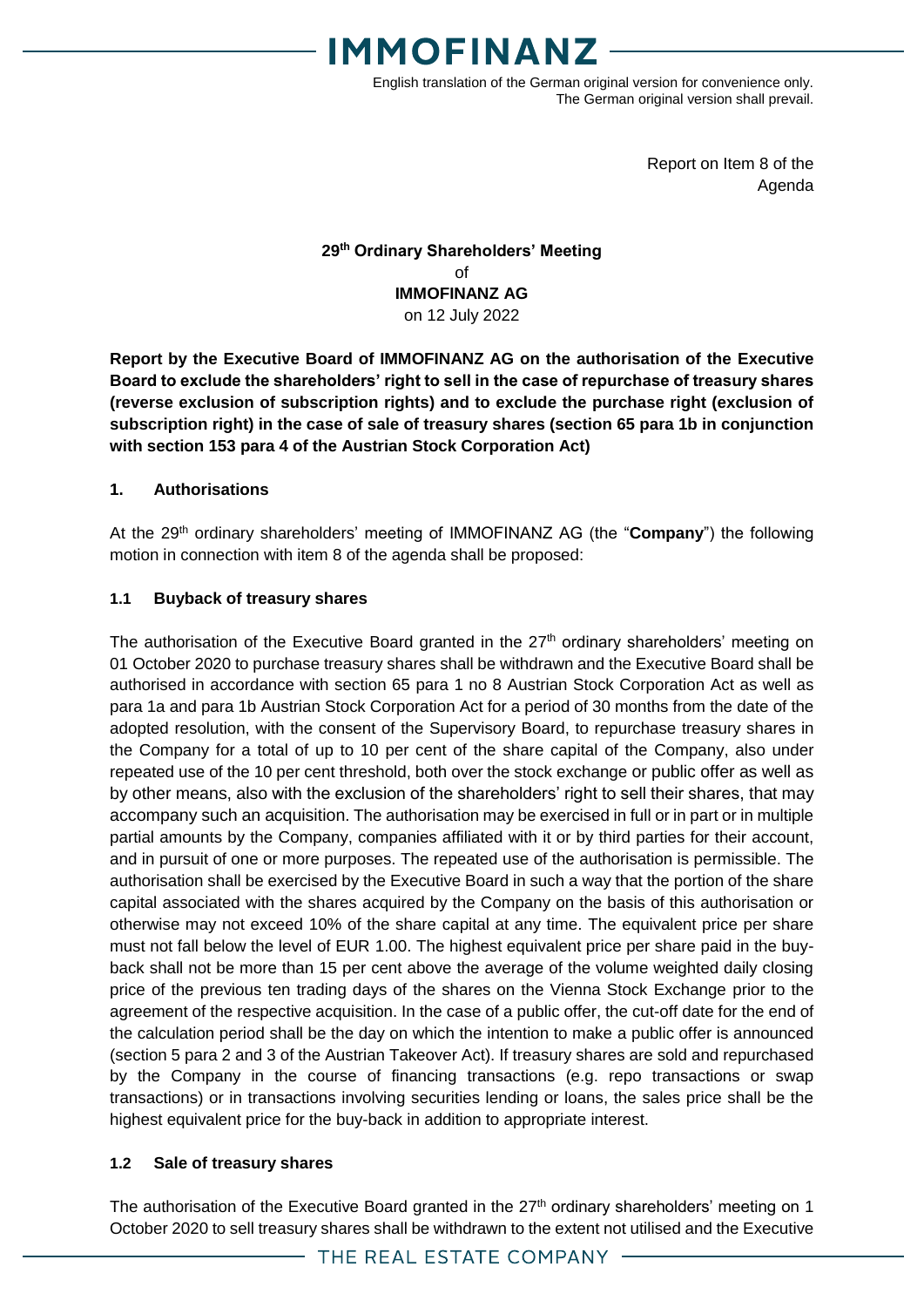English translation of the German original version for convenience only.
The German original version shall prevail.

Report on Item 8 of the Agenda

**29th Ordinary Shareholders' Meeting**
of
**IMMOFINANZ AG**
on 12 July 2022

**Report by the Executive Board of IMMOFINANZ AG on the authorisation of the Executive Board to exclude the shareholders' right to sell in the case of repurchase of treasury shares (reverse exclusion of subscription rights) and to exclude the purchase right (exclusion of subscription right) in the case of sale of treasury shares (section 65 para 1b in conjunction with section 153 para 4 of the Austrian Stock Corporation Act)**

## 1. Authorisations

At the 29th ordinary shareholders' meeting of IMMOFINANZ AG (the "**Company**") the following motion in connection with item 8 of the agenda shall be proposed:

### 1.1 Buyback of treasury shares

The authorisation of the Executive Board granted in the 27th ordinary shareholders' meeting on 01 October 2020 to purchase treasury shares shall be withdrawn and the Executive Board shall be authorised in accordance with section 65 para 1 no 8 Austrian Stock Corporation Act as well as para 1a and para 1b Austrian Stock Corporation Act for a period of 30 months from the date of the adopted resolution, with the consent of the Supervisory Board, to repurchase treasury shares in the Company for a total of up to 10 per cent of the share capital of the Company, also under repeated use of the 10 per cent threshold, both over the stock exchange or public offer as well as by other means, also with the exclusion of the shareholders' right to sell their shares, that may accompany such an acquisition. The authorisation may be exercised in full or in part or in multiple partial amounts by the Company, companies affiliated with it or by third parties for their account, and in pursuit of one or more purposes. The repeated use of the authorisation is permissible. The authorisation shall be exercised by the Executive Board in such a way that the portion of the share capital associated with the shares acquired by the Company on the basis of this authorisation or otherwise may not exceed 10% of the share capital at any time. The equivalent price per share must not fall below the level of EUR 1.00. The highest equivalent price per share paid in the buy-back shall not be more than 15 per cent above the average of the volume weighted daily closing price of the previous ten trading days of the shares on the Vienna Stock Exchange prior to the agreement of the respective acquisition. In the case of a public offer, the cut-off date for the end of the calculation period shall be the day on which the intention to make a public offer is announced (section 5 para 2 and 3 of the Austrian Takeover Act). If treasury shares are sold and repurchased by the Company in the course of financing transactions (e.g. repo transactions or swap transactions) or in transactions involving securities lending or loans, the sales price shall be the highest equivalent price for the buy-back in addition to appropriate interest.

### 1.2 Sale of treasury shares

The authorisation of the Executive Board granted in the 27th ordinary shareholders' meeting on 1 October 2020 to sell treasury shares shall be withdrawn to the extent not utilised and the Executive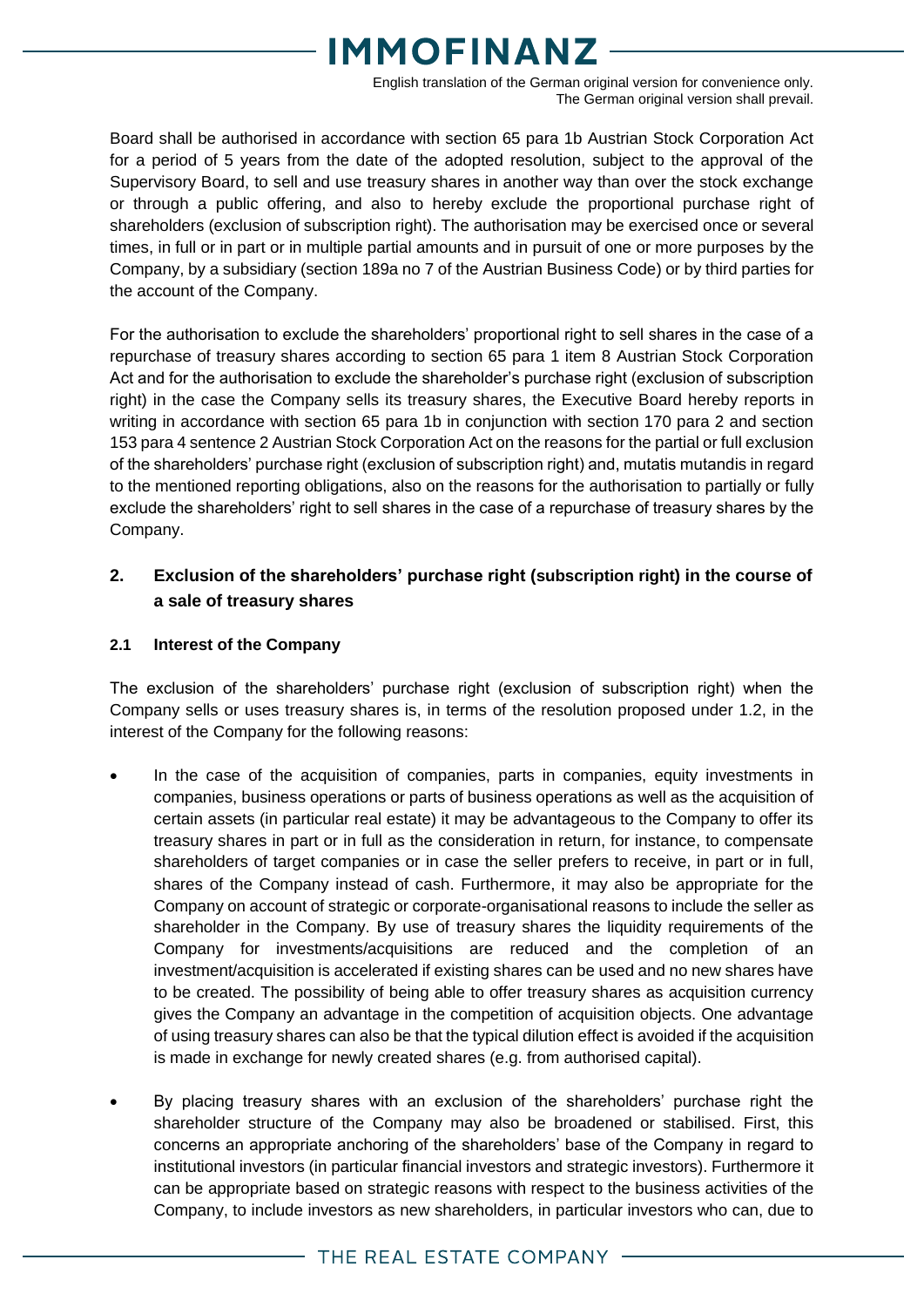Board shall be authorised in accordance with section 65 para 1b Austrian Stock Corporation Act for a period of 5 years from the date of the adopted resolution, subject to the approval of the Supervisory Board, to sell and use treasury shares in another way than over the stock exchange or through a public offering, and also to hereby exclude the proportional purchase right of shareholders (exclusion of subscription right). The authorisation may be exercised once or several times, in full or in part or in multiple partial amounts and in pursuit of one or more purposes by the Company, by a subsidiary (section 189a no 7 of the Austrian Business Code) or by third parties for the account of the Company.

For the authorisation to exclude the shareholders' proportional right to sell shares in the case of a repurchase of treasury shares according to section 65 para 1 item 8 Austrian Stock Corporation Act and for the authorisation to exclude the shareholder's purchase right (exclusion of subscription right) in the case the Company sells its treasury shares, the Executive Board hereby reports in writing in accordance with section 65 para 1b in conjunction with section 170 para 2 and section 153 para 4 sentence 2 Austrian Stock Corporation Act on the reasons for the partial or full exclusion of the shareholders' purchase right (exclusion of subscription right) and, mutatis mutandis in regard to the mentioned reporting obligations, also on the reasons for the authorisation to partially or fully exclude the shareholders' right to sell shares in the case of a repurchase of treasury shares by the Company.

## 2. Exclusion of the shareholders' purchase right (subscription right) in the course of a sale of treasury shares

### 2.1 Interest of the Company

The exclusion of the shareholders' purchase right (exclusion of subscription right) when the Company sells or uses treasury shares is, in terms of the resolution proposed under 1.2, in the interest of the Company for the following reasons:

- In the case of the acquisition of companies, parts in companies, equity investments in companies, business operations or parts of business operations as well as the acquisition of certain assets (in particular real estate) it may be advantageous to the Company to offer its treasury shares in part or in full as the consideration in return, for instance, to compensate shareholders of target companies or in case the seller prefers to receive, in part or in full, shares of the Company instead of cash. Furthermore, it may also be appropriate for the Company on account of strategic or corporate-organisational reasons to include the seller as shareholder in the Company. By use of treasury shares the liquidity requirements of the Company for investments/acquisitions are reduced and the completion of an investment/acquisition is accelerated if existing shares can be used and no new shares have to be created. The possibility of being able to offer treasury shares as acquisition currency gives the Company an advantage in the competition of acquisition objects. One advantage of using treasury shares can also be that the typical dilution effect is avoided if the acquisition is made in exchange for newly created shares (e.g. from authorised capital).
- By placing treasury shares with an exclusion of the shareholders' purchase right the shareholder structure of the Company may also be broadened or stabilised. First, this concerns an appropriate anchoring of the shareholders' base of the Company in regard to institutional investors (in particular financial investors and strategic investors). Furthermore it can be appropriate based on strategic reasons with respect to the business activities of the Company, to include investors as new shareholders, in particular investors who can, due to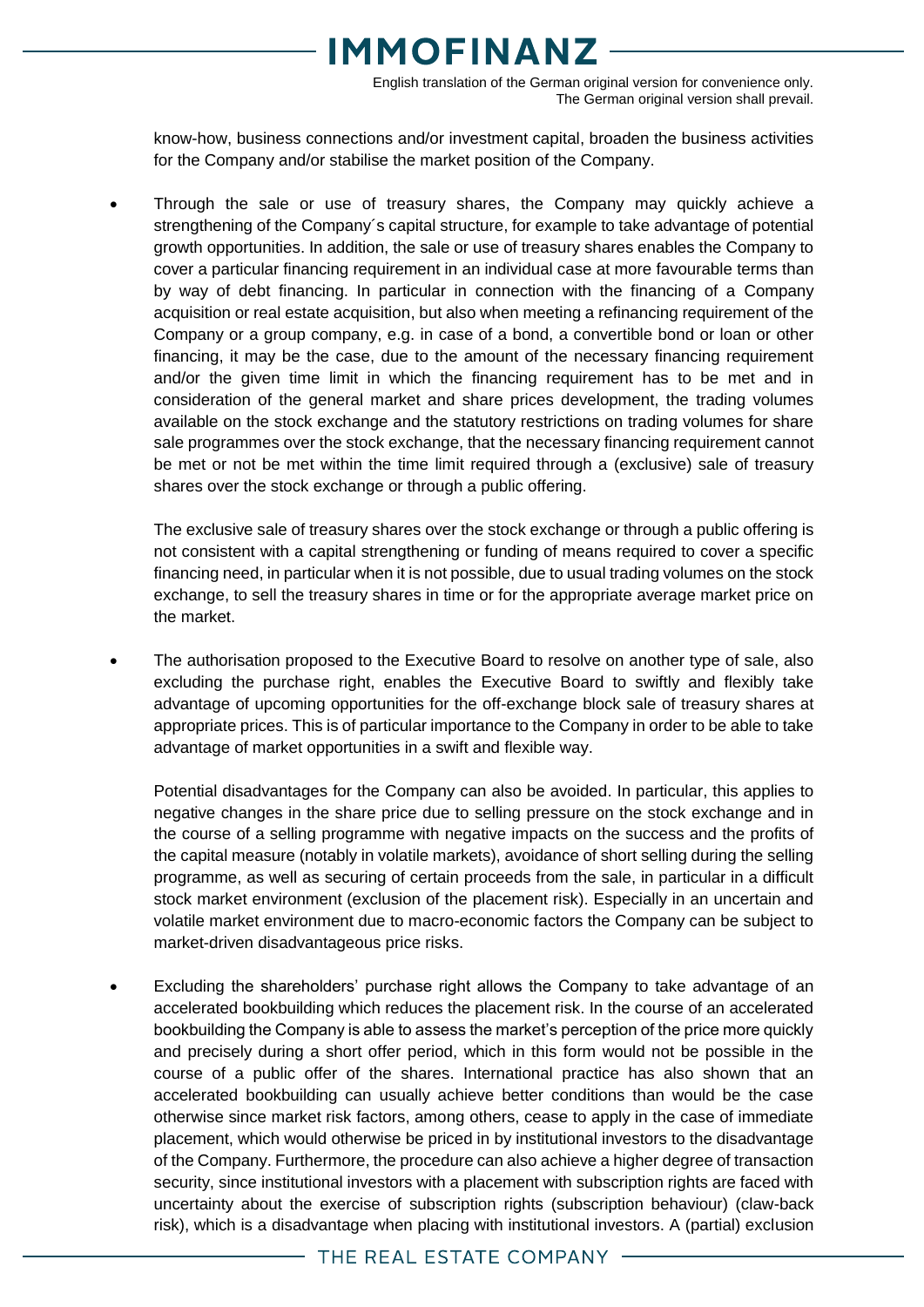know-how, business connections and/or investment capital, broaden the business activities for the Company and/or stabilise the market position of the Company.

- Through the sale or use of treasury shares, the Company may quickly achieve a strengthening of the Company´s capital structure, for example to take advantage of potential growth opportunities. In addition, the sale or use of treasury shares enables the Company to cover a particular financing requirement in an individual case at more favourable terms than by way of debt financing. In particular in connection with the financing of a Company acquisition or real estate acquisition, but also when meeting a refinancing requirement of the Company or a group company, e.g. in case of a bond, a convertible bond or loan or other financing, it may be the case, due to the amount of the necessary financing requirement and/or the given time limit in which the financing requirement has to be met and in consideration of the general market and share prices development, the trading volumes available on the stock exchange and the statutory restrictions on trading volumes for share sale programmes over the stock exchange, that the necessary financing requirement cannot be met or not be met within the time limit required through a (exclusive) sale of treasury shares over the stock exchange or through a public offering.

  The exclusive sale of treasury shares over the stock exchange or through a public offering is not consistent with a capital strengthening or funding of means required to cover a specific financing need, in particular when it is not possible, due to usual trading volumes on the stock exchange, to sell the treasury shares in time or for the appropriate average market price on the market.

- The authorisation proposed to the Executive Board to resolve on another type of sale, also excluding the purchase right, enables the Executive Board to swiftly and flexibly take advantage of upcoming opportunities for the off-exchange block sale of treasury shares at appropriate prices. This is of particular importance to the Company in order to be able to take advantage of market opportunities in a swift and flexible way.

  Potential disadvantages for the Company can also be avoided. In particular, this applies to negative changes in the share price due to selling pressure on the stock exchange and in the course of a selling programme with negative impacts on the success and the profits of the capital measure (notably in volatile markets), avoidance of short selling during the selling programme, as well as securing of certain proceeds from the sale, in particular in a difficult stock market environment (exclusion of the placement risk). Especially in an uncertain and volatile market environment due to macro-economic factors the Company can be subject to market-driven disadvantageous price risks.

- Excluding the shareholders' purchase right allows the Company to take advantage of an accelerated bookbuilding which reduces the placement risk. In the course of an accelerated bookbuilding the Company is able to assess the market's perception of the price more quickly and precisely during a short offer period, which in this form would not be possible in the course of a public offer of the shares. International practice has also shown that an accelerated bookbuilding can usually achieve better conditions than would be the case otherwise since market risk factors, among others, cease to apply in the case of immediate placement, which would otherwise be priced in by institutional investors to the disadvantage of the Company. Furthermore, the procedure can also achieve a higher degree of transaction security, since institutional investors with a placement with subscription rights are faced with uncertainty about the exercise of subscription rights (subscription behaviour) (claw-back risk), which is a disadvantage when placing with institutional investors. A (partial) exclusion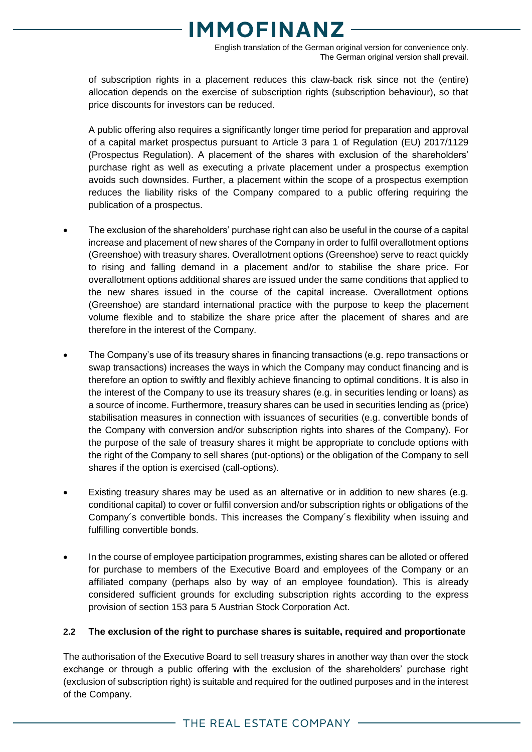of subscription rights in a placement reduces this claw-back risk since not the (entire) allocation depends on the exercise of subscription rights (subscription behaviour), so that price discounts for investors can be reduced.

A public offering also requires a significantly longer time period for preparation and approval of a capital market prospectus pursuant to Article 3 para 1 of Regulation (EU) 2017/1129 (Prospectus Regulation). A placement of the shares with exclusion of the shareholders' purchase right as well as executing a private placement under a prospectus exemption avoids such downsides. Further, a placement within the scope of a prospectus exemption reduces the liability risks of the Company compared to a public offering requiring the publication of a prospectus.

- The exclusion of the shareholders' purchase right can also be useful in the course of a capital increase and placement of new shares of the Company in order to fulfil overallotment options (Greenshoe) with treasury shares. Overallotment options (Greenshoe) serve to react quickly to rising and falling demand in a placement and/or to stabilise the share price. For overallotment options additional shares are issued under the same conditions that applied to the new shares issued in the course of the capital increase. Overallotment options (Greenshoe) are standard international practice with the purpose to keep the placement volume flexible and to stabilize the share price after the placement of shares and are therefore in the interest of the Company.

- The Company's use of its treasury shares in financing transactions (e.g. repo transactions or swap transactions) increases the ways in which the Company may conduct financing and is therefore an option to swiftly and flexibly achieve financing to optimal conditions. It is also in the interest of the Company to use its treasury shares (e.g. in securities lending or loans) as a source of income. Furthermore, treasury shares can be used in securities lending as (price) stabilisation measures in connection with issuances of securities (e.g. convertible bonds of the Company with conversion and/or subscription rights into shares of the Company). For the purpose of the sale of treasury shares it might be appropriate to conclude options with the right of the Company to sell shares (put-options) or the obligation of the Company to sell shares if the option is exercised (call-options).

- Existing treasury shares may be used as an alternative or in addition to new shares (e.g. conditional capital) to cover or fulfil conversion and/or subscription rights or obligations of the Company´s convertible bonds. This increases the Company´s flexibility when issuing and fulfilling convertible bonds.

- In the course of employee participation programmes, existing shares can be alloted or offered for purchase to members of the Executive Board and employees of the Company or an affiliated company (perhaps also by way of an employee foundation). This is already considered sufficient grounds for excluding subscription rights according to the express provision of section 153 para 5 Austrian Stock Corporation Act.

### 2.2 The exclusion of the right to purchase shares is suitable, required and proportionate

The authorisation of the Executive Board to sell treasury shares in another way than over the stock exchange or through a public offering with the exclusion of the shareholders' purchase right (exclusion of subscription right) is suitable and required for the outlined purposes and in the interest of the Company.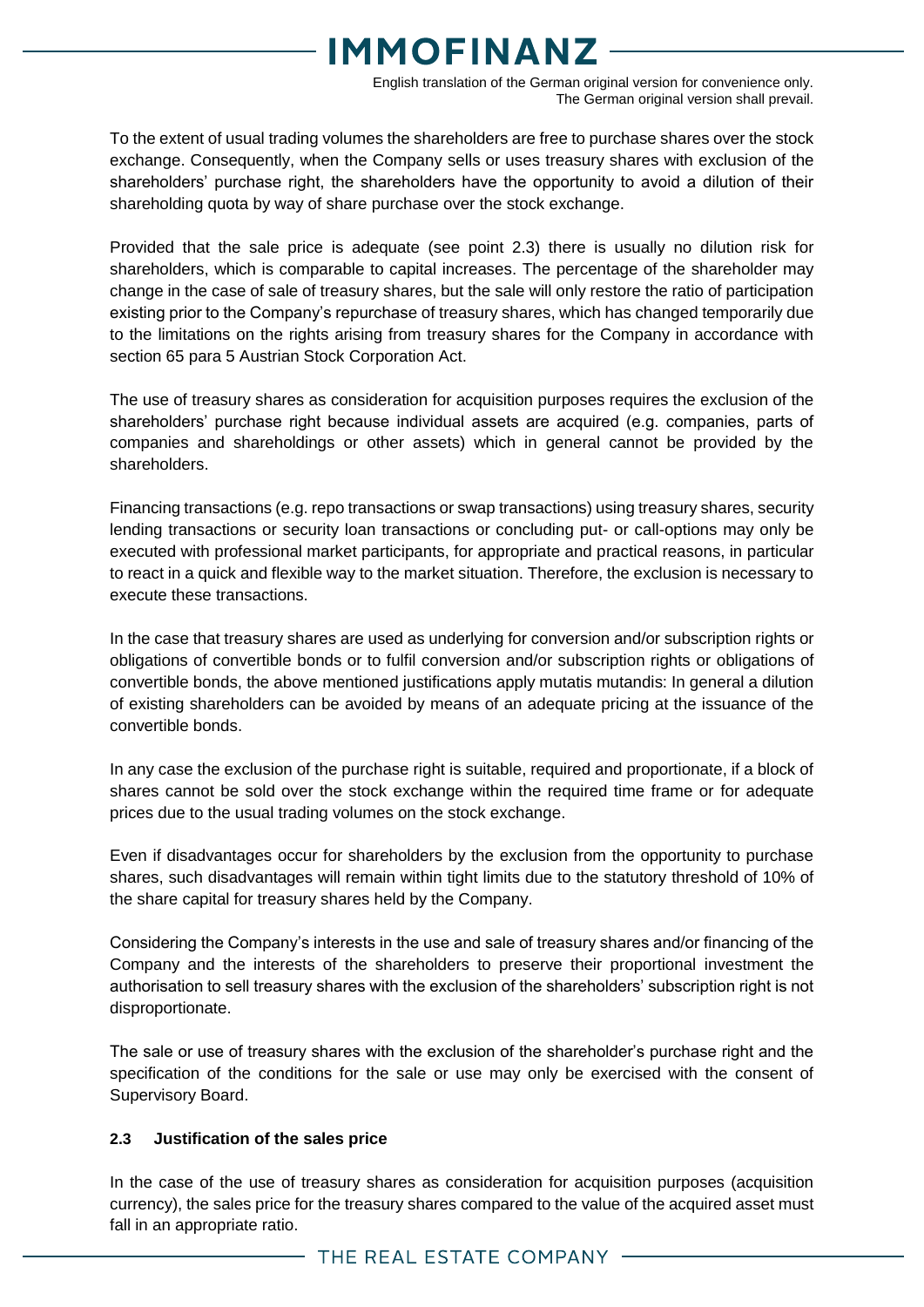To the extent of usual trading volumes the shareholders are free to purchase shares over the stock exchange. Consequently, when the Company sells or uses treasury shares with exclusion of the shareholders' purchase right, the shareholders have the opportunity to avoid a dilution of their shareholding quota by way of share purchase over the stock exchange.

Provided that the sale price is adequate (see point 2.3) there is usually no dilution risk for shareholders, which is comparable to capital increases. The percentage of the shareholder may change in the case of sale of treasury shares, but the sale will only restore the ratio of participation existing prior to the Company's repurchase of treasury shares, which has changed temporarily due to the limitations on the rights arising from treasury shares for the Company in accordance with section 65 para 5 Austrian Stock Corporation Act.

The use of treasury shares as consideration for acquisition purposes requires the exclusion of the shareholders' purchase right because individual assets are acquired (e.g. companies, parts of companies and shareholdings or other assets) which in general cannot be provided by the shareholders.

Financing transactions (e.g. repo transactions or swap transactions) using treasury shares, security lending transactions or security loan transactions or concluding put- or call-options may only be executed with professional market participants, for appropriate and practical reasons, in particular to react in a quick and flexible way to the market situation. Therefore, the exclusion is necessary to execute these transactions.

In the case that treasury shares are used as underlying for conversion and/or subscription rights or obligations of convertible bonds or to fulfil conversion and/or subscription rights or obligations of convertible bonds, the above mentioned justifications apply mutatis mutandis: In general a dilution of existing shareholders can be avoided by means of an adequate pricing at the issuance of the convertible bonds.

In any case the exclusion of the purchase right is suitable, required and proportionate, if a block of shares cannot be sold over the stock exchange within the required time frame or for adequate prices due to the usual trading volumes on the stock exchange.

Even if disadvantages occur for shareholders by the exclusion from the opportunity to purchase shares, such disadvantages will remain within tight limits due to the statutory threshold of 10% of the share capital for treasury shares held by the Company.

Considering the Company's interests in the use and sale of treasury shares and/or financing of the Company and the interests of the shareholders to preserve their proportional investment the authorisation to sell treasury shares with the exclusion of the shareholders' subscription right is not disproportionate.

The sale or use of treasury shares with the exclusion of the shareholder's purchase right and the specification of the conditions for the sale or use may only be exercised with the consent of Supervisory Board.

### 2.3 Justification of the sales price

In the case of the use of treasury shares as consideration for acquisition purposes (acquisition currency), the sales price for the treasury shares compared to the value of the acquired asset must fall in an appropriate ratio.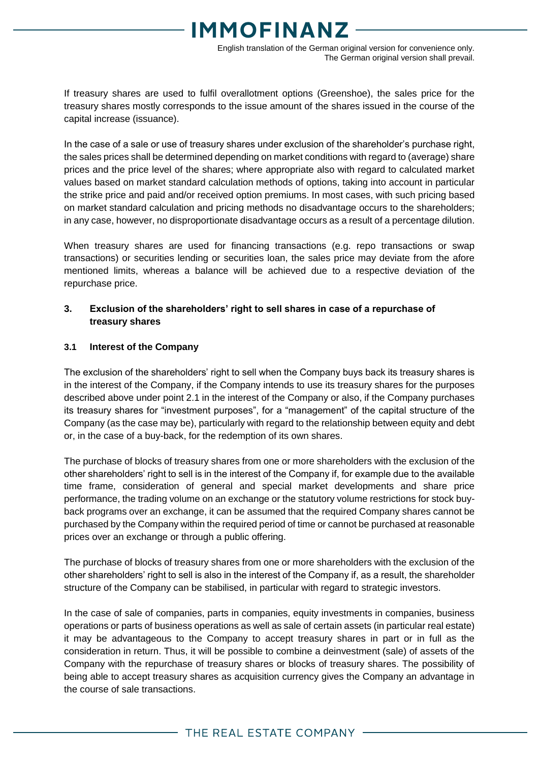If treasury shares are used to fulfil overallotment options (Greenshoe), the sales price for the treasury shares mostly corresponds to the issue amount of the shares issued in the course of the capital increase (issuance).

In the case of a sale or use of treasury shares under exclusion of the shareholder's purchase right, the sales prices shall be determined depending on market conditions with regard to (average) share prices and the price level of the shares; where appropriate also with regard to calculated market values based on market standard calculation methods of options, taking into account in particular the strike price and paid and/or received option premiums. In most cases, with such pricing based on market standard calculation and pricing methods no disadvantage occurs to the shareholders; in any case, however, no disproportionate disadvantage occurs as a result of a percentage dilution.

When treasury shares are used for financing transactions (e.g. repo transactions or swap transactions) or securities lending or securities loan, the sales price may deviate from the afore mentioned limits, whereas a balance will be achieved due to a respective deviation of the repurchase price.

## 3. Exclusion of the shareholders' right to sell shares in case of a repurchase of treasury shares

### 3.1 Interest of the Company

The exclusion of the shareholders' right to sell when the Company buys back its treasury shares is in the interest of the Company, if the Company intends to use its treasury shares for the purposes described above under point 2.1 in the interest of the Company or also, if the Company purchases its treasury shares for "investment purposes", for a "management" of the capital structure of the Company (as the case may be), particularly with regard to the relationship between equity and debt or, in the case of a buy-back, for the redemption of its own shares.

The purchase of blocks of treasury shares from one or more shareholders with the exclusion of the other shareholders' right to sell is in the interest of the Company if, for example due to the available time frame, consideration of general and special market developments and share price performance, the trading volume on an exchange or the statutory volume restrictions for stock buy-back programs over an exchange, it can be assumed that the required Company shares cannot be purchased by the Company within the required period of time or cannot be purchased at reasonable prices over an exchange or through a public offering.

The purchase of blocks of treasury shares from one or more shareholders with the exclusion of the other shareholders' right to sell is also in the interest of the Company if, as a result, the shareholder structure of the Company can be stabilised, in particular with regard to strategic investors.

In the case of sale of companies, parts in companies, equity investments in companies, business operations or parts of business operations as well as sale of certain assets (in particular real estate) it may be advantageous to the Company to accept treasury shares in part or in full as the consideration in return. Thus, it will be possible to combine a deinvestment (sale) of assets of the Company with the repurchase of treasury shares or blocks of treasury shares. The possibility of being able to accept treasury shares as acquisition currency gives the Company an advantage in the course of sale transactions.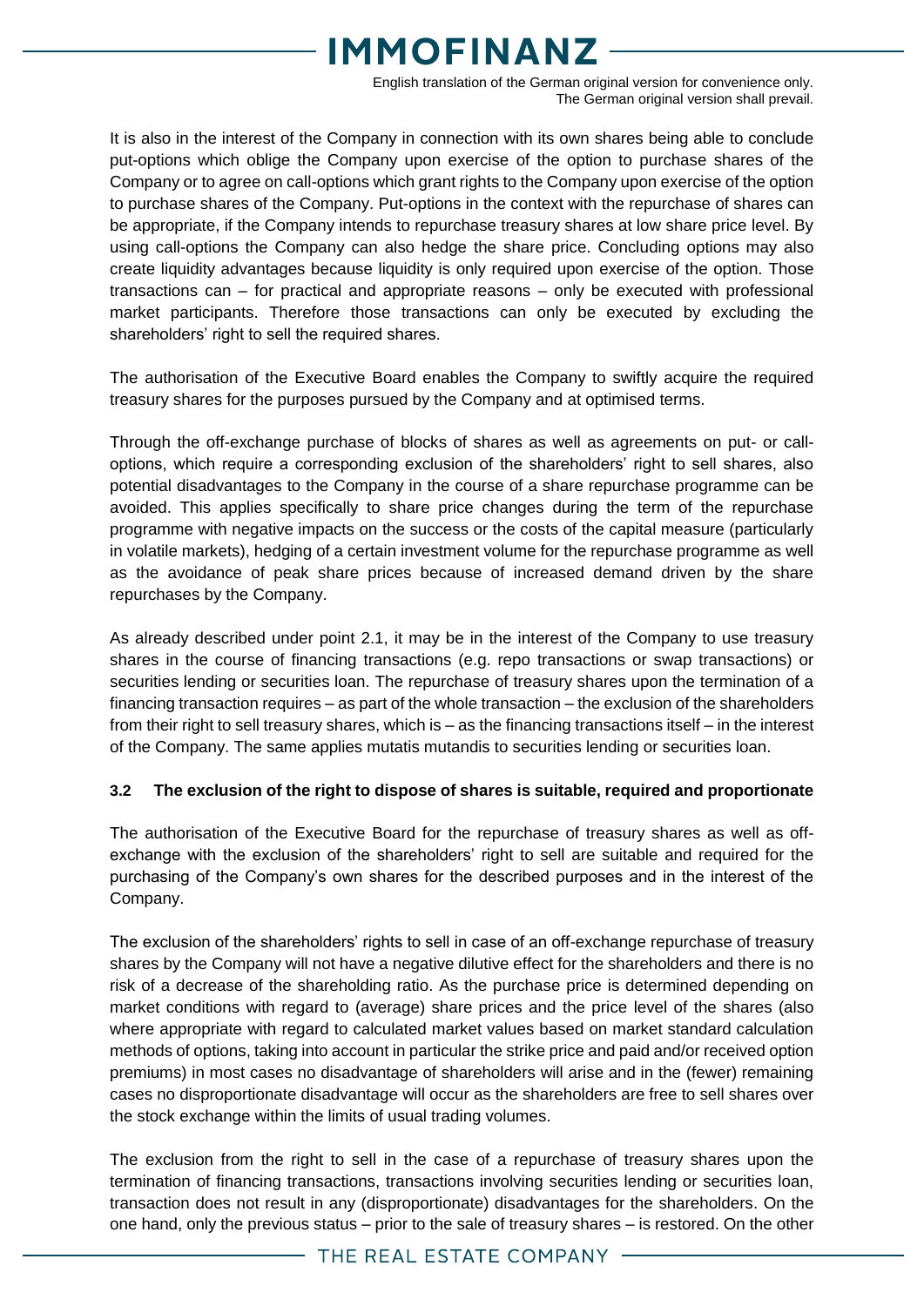It is also in the interest of the Company in connection with its own shares being able to conclude put-options which oblige the Company upon exercise of the option to purchase shares of the Company or to agree on call-options which grant rights to the Company upon exercise of the option to purchase shares of the Company. Put-options in the context with the repurchase of shares can be appropriate, if the Company intends to repurchase treasury shares at low share price level. By using call-options the Company can also hedge the share price. Concluding options may also create liquidity advantages because liquidity is only required upon exercise of the option. Those transactions can – for practical and appropriate reasons – only be executed with professional market participants. Therefore those transactions can only be executed by excluding the shareholders' right to sell the required shares.

The authorisation of the Executive Board enables the Company to swiftly acquire the required treasury shares for the purposes pursued by the Company and at optimised terms.

Through the off-exchange purchase of blocks of shares as well as agreements on put- or call-options, which require a corresponding exclusion of the shareholders' right to sell shares, also potential disadvantages to the Company in the course of a share repurchase programme can be avoided. This applies specifically to share price changes during the term of the repurchase programme with negative impacts on the success or the costs of the capital measure (particularly in volatile markets), hedging of a certain investment volume for the repurchase programme as well as the avoidance of peak share prices because of increased demand driven by the share repurchases by the Company.

As already described under point 2.1, it may be in the interest of the Company to use treasury shares in the course of financing transactions (e.g. repo transactions or swap transactions) or securities lending or securities loan. The repurchase of treasury shares upon the termination of a financing transaction requires – as part of the whole transaction – the exclusion of the shareholders from their right to sell treasury shares, which is – as the financing transactions itself – in the interest of the Company. The same applies mutatis mutandis to securities lending or securities loan.

### 3.2 The exclusion of the right to dispose of shares is suitable, required and proportionate

The authorisation of the Executive Board for the repurchase of treasury shares as well as off-exchange with the exclusion of the shareholders' right to sell are suitable and required for the purchasing of the Company's own shares for the described purposes and in the interest of the Company.

The exclusion of the shareholders' rights to sell in case of an off-exchange repurchase of treasury shares by the Company will not have a negative dilutive effect for the shareholders and there is no risk of a decrease of the shareholding ratio. As the purchase price is determined depending on market conditions with regard to (average) share prices and the price level of the shares (also where appropriate with regard to calculated market values based on market standard calculation methods of options, taking into account in particular the strike price and paid and/or received option premiums) in most cases no disadvantage of shareholders will arise and in the (fewer) remaining cases no disproportionate disadvantage will occur as the shareholders are free to sell shares over the stock exchange within the limits of usual trading volumes.

The exclusion from the right to sell in the case of a repurchase of treasury shares upon the termination of financing transactions, transactions involving securities lending or securities loan, transaction does not result in any (disproportionate) disadvantages for the shareholders. On the one hand, only the previous status – prior to the sale of treasury shares – is restored. On the other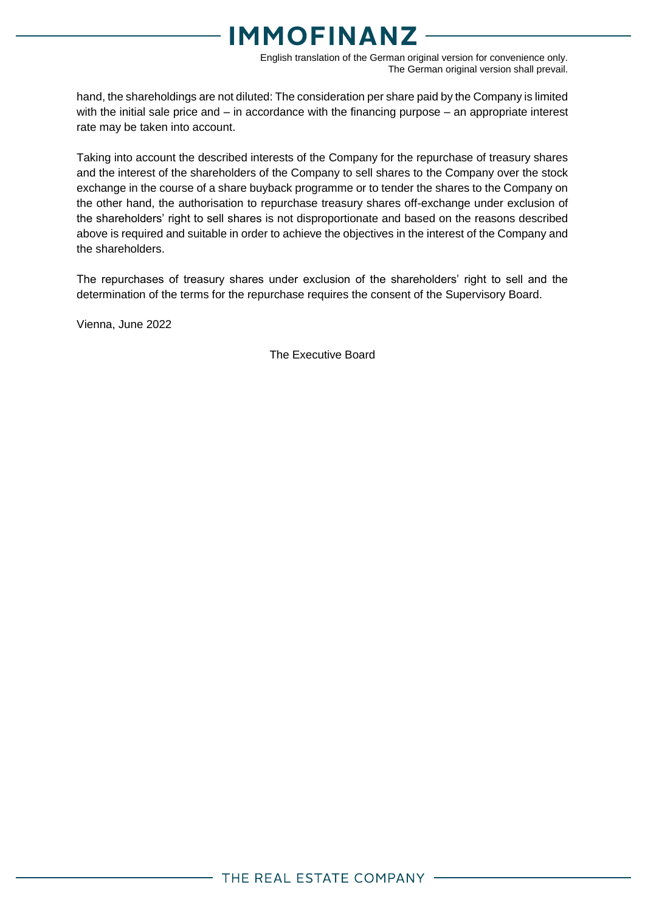hand, the shareholdings are not diluted: The consideration per share paid by the Company is limited with the initial sale price and – in accordance with the financing purpose – an appropriate interest rate may be taken into account.

Taking into account the described interests of the Company for the repurchase of treasury shares and the interest of the shareholders of the Company to sell shares to the Company over the stock exchange in the course of a share buyback programme or to tender the shares to the Company on the other hand, the authorisation to repurchase treasury shares off-exchange under exclusion of the shareholders' right to sell shares is not disproportionate and based on the reasons described above is required and suitable in order to achieve the objectives in the interest of the Company and the shareholders.

The repurchases of treasury shares under exclusion of the shareholders' right to sell and the determination of the terms for the repurchase requires the consent of the Supervisory Board.

Vienna, June 2022

The Executive Board